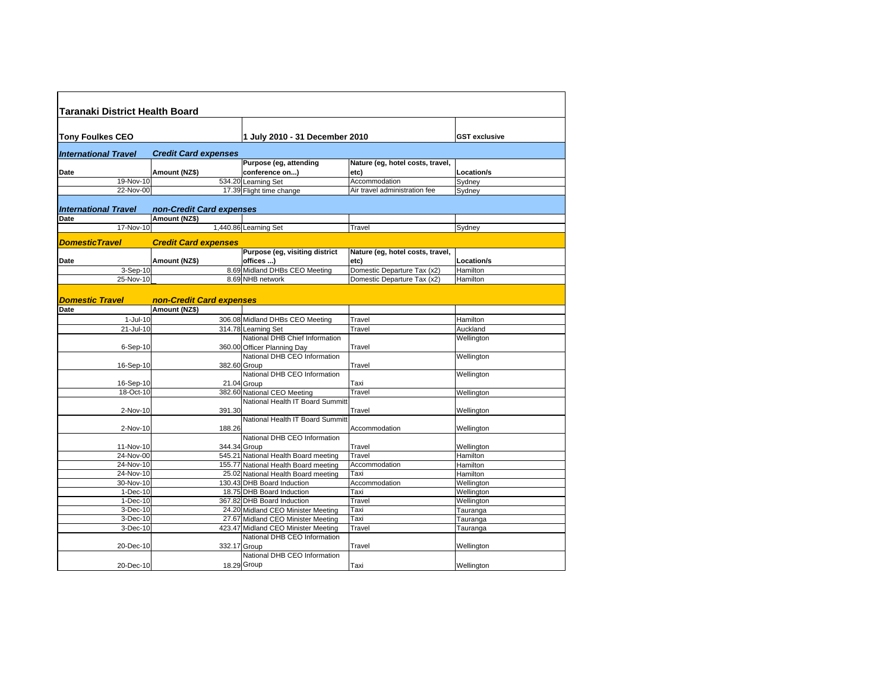## Taranaki District Health Board

| Tony Foulkes CEO | | 1 July 2010 - 31 December 2010 | | GST exclusive |
|---|---|---|---|---|

### *International Travel* — *Credit Card expenses*

| Date | Amount (NZ$) | Purpose (eg, attending conference on...) | Nature (eg, hotel costs, travel, etc) | Location/s |
|---|---|---|---|---|
| 19-Nov-10 | 534.20 | Learning Set | Accommodation | Sydney |
| 22-Nov-00 | 17.39 | Flight time change | Air travel administration fee | Sydney |

### *International Travel* — *non-Credit Card expenses*

| Date | Amount (NZ$) | | | |
|---|---|---|---|---|
| 17-Nov-10 | 1,440.86 | Learning Set | Travel | Sydney |

### *DomesticTravel* — *Credit Card expenses*

| Date | Amount (NZ$) | Purpose (eg, visiting district offices ...) | Nature (eg, hotel costs, travel, etc) | Location/s |
|---|---|---|---|---|
| 3-Sep-10 | 8.69 | Midland DHBs CEO Meeting | Domestic Departure Tax (x2) | Hamilton |
| 25-Nov-10 | 8.69 | NHB network | Domestic Departure Tax (x2) | Hamilton |

### *Domestic Travel* — *non-Credit Card expenses*

| Date | Amount (NZ$) | | | |
|---|---|---|---|---|
| 1-Jul-10 | 306.08 | Midland DHBs CEO Meeting | Travel | Hamilton |
| 21-Jul-10 | 314.78 | Learning Set | Travel | Auckland |
| 6-Sep-10 | 360.00 | National DHB Chief Information Officer Planning Day | Travel | Wellington |
| 16-Sep-10 | 382.60 | National DHB CEO Information Group | Travel | Wellington |
| 16-Sep-10 | 21.04 | National DHB CEO Information Group | Taxi | Wellington |
| 18-Oct-10 | 382.60 | National CEO Meeting | Travel | Wellington |
| 2-Nov-10 | 391.30 | National Health IT Board Summitt | Travel | Wellington |
| 2-Nov-10 | 188.26 | National Health IT Board Summitt | Accommodation | Wellington |
| 11-Nov-10 | 344.34 | National DHB CEO Information Group | Travel | Wellington |
| 24-Nov-00 | 545.21 | National Health Board meeting | Travel | Hamilton |
| 24-Nov-10 | 155.77 | National Health Board meeting | Accommodation | Hamilton |
| 24-Nov-10 | 25.02 | National Health Board meeting | Taxi | Hamilton |
| 30-Nov-10 | 130.43 | DHB Board Induction | Accommodation | Wellington |
| 1-Dec-10 | 18.75 | DHB Board Induction | Taxi | Wellington |
| 1-Dec-10 | 367.82 | DHB Board Induction | Travel | Wellington |
| 3-Dec-10 | 24.20 | Midland CEO Minister Meeting | Taxi | Tauranga |
| 3-Dec-10 | 27.67 | Midland CEO Minister Meeting | Taxi | Tauranga |
| 3-Dec-10 | 423.47 | Midland CEO Minister Meeting | Travel | Tauranga |
| 20-Dec-10 | 332.17 | National DHB CEO Information Group | Travel | Wellington |
| 20-Dec-10 | 18.29 | National DHB CEO Information Group | Taxi | Wellington |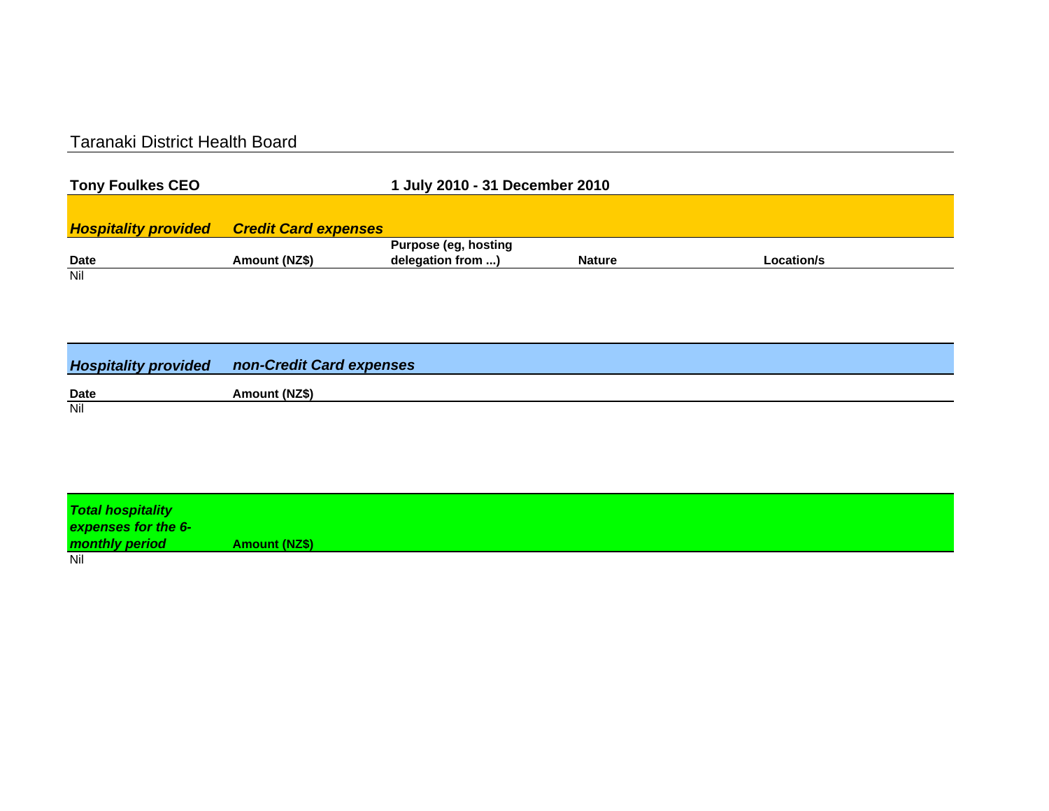# Taranaki District Health Board

**Tony Foulkes CEO** **1 July 2010 - 31 December 2010**

***Hospitality provided*** ***Credit Card expenses***

| Date | Amount (NZ$) | Purpose (eg, hosting delegation from ...) | Nature | Location/s |
|---|---|---|---|---|
| Nil | | | | |

***Hospitality provided*** ***non-Credit Card expenses***

| Date | Amount (NZ$) |
|---|---|
| Nil | |

| *Total hospitality expenses for the 6-monthly period* | Amount (NZ$) |
|---|---|
| Nil | |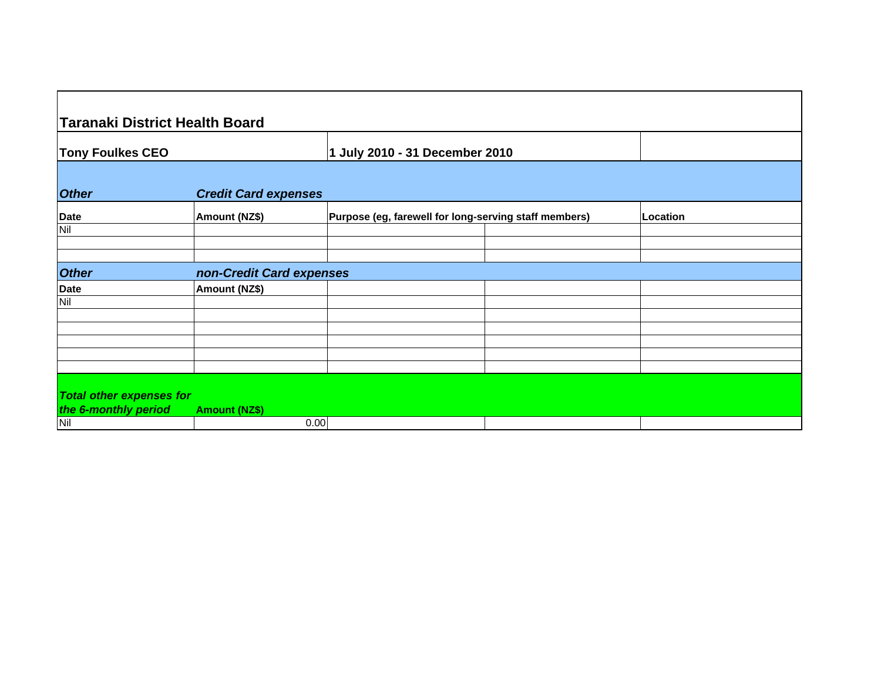## Taranaki District Health Board

| **Tony Foulkes CEO** | | **1 July 2010 - 31 December 2010** | | |
|---|---|---|---|---|
| ***Other*** | ***Credit Card expenses*** | | | |
| **Date** | **Amount (NZ$)** | **Purpose (eg, farewell for long-serving staff members)** | | **Location** |
| Nil | | | | |
| | | | | |
| | | | | |
| ***Other*** | ***non-Credit Card expenses*** | | | |
| **Date** | **Amount (NZ$)** | | | |
| Nil | | | | |
| | | | | |
| | | | | |
| | | | | |
| | | | | |
| | | | | |
| ***Total other expenses for the 6-monthly period*** | **Amount (NZ$)** | | | |
| Nil | 0.00 | | | |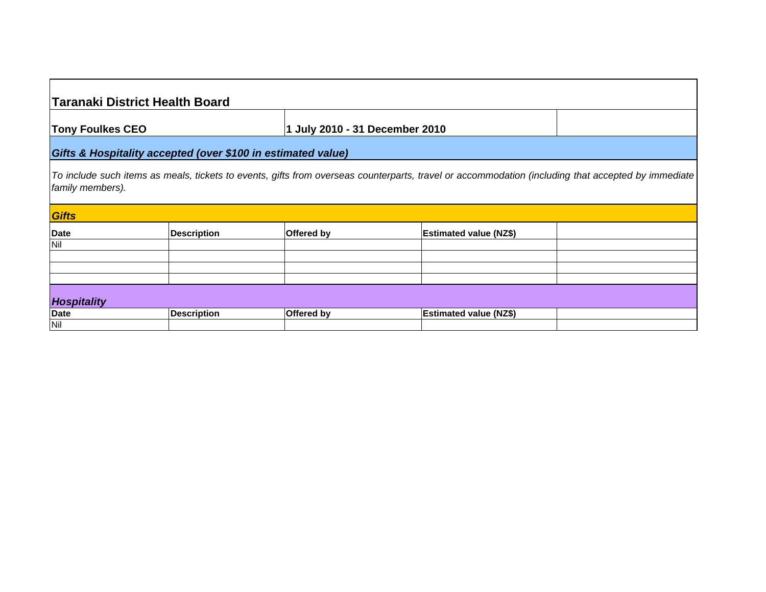## Taranaki District Health Board

**Tony Foulkes CEO** | **1 July 2010 - 31 December 2010**

***Gifts & Hospitality accepted (over $100 in estimated value)***

*To include such items as meals, tickets to events, gifts from overseas counterparts, travel or accommodation (including that accepted by immediate family members).*

***Gifts***

| Date | Description | Offered by | Estimated value (NZ$) | |
|---|---|---|---|---|
| Nil | | | | |
| | | | | |
| | | | | |
| | | | | |

***Hospitality***

| Date | Description | Offered by | Estimated value (NZ$) | |
|---|---|---|---|---|
| Nil | | | | |